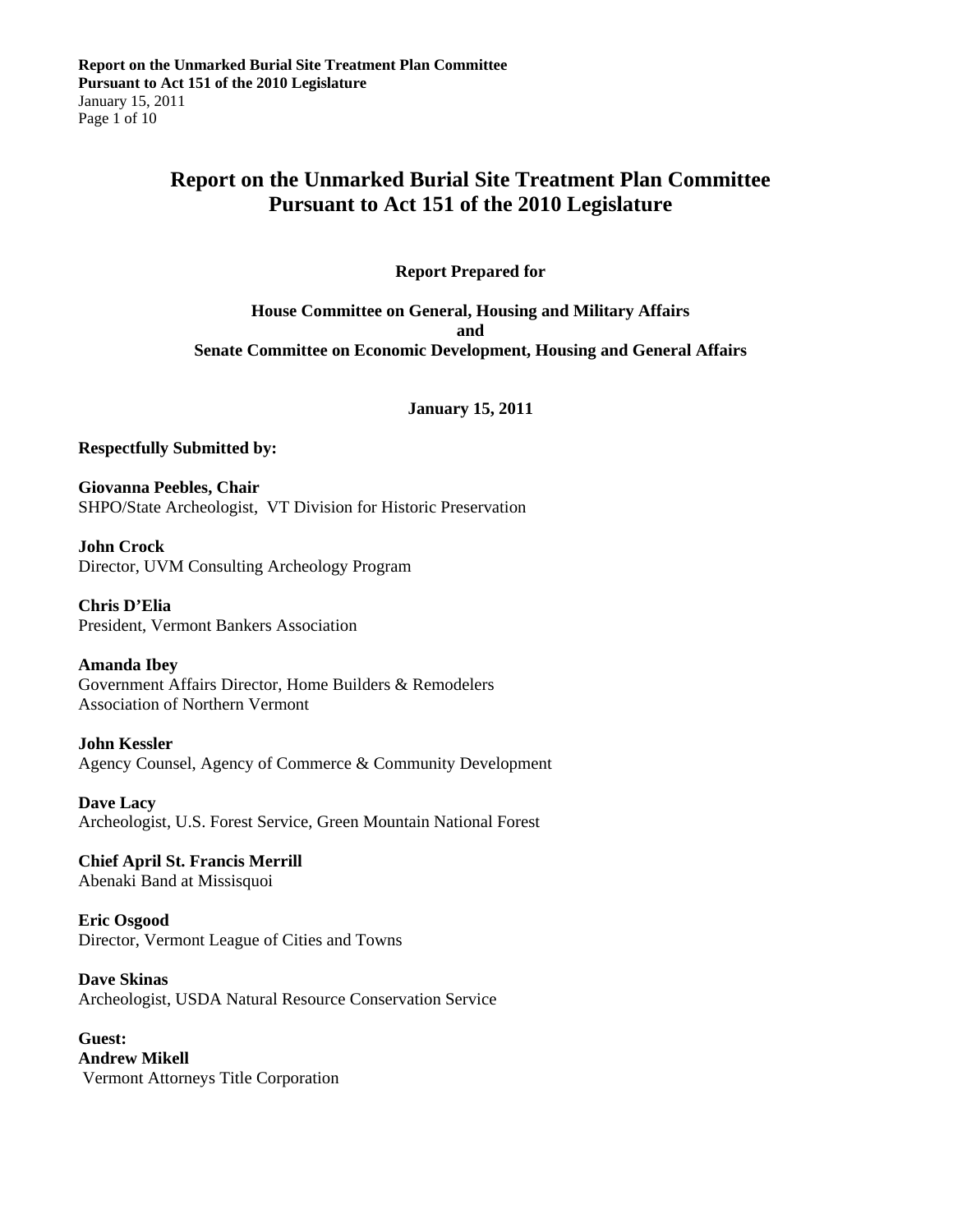# Report on the Unmarked Burial Site Treatment Plan Committee Pursuant to Act 151 of the 2010 Legislature

**Report Prepared for**

**House Committee on General, Housing and Military Affairs**
**and**
**Senate Committee on Economic Development, Housing and General Affairs**

**January 15, 2011**

**Respectfully Submitted by:**

**Giovanna Peebles, Chair**
SHPO/State Archeologist, VT Division for Historic Preservation

**John Crock**
Director, UVM Consulting Archeology Program

**Chris D'Elia**
President, Vermont Bankers Association

**Amanda Ibey**
Government Affairs Director, Home Builders & Remodelers Association of Northern Vermont

**John Kessler**
Agency Counsel, Agency of Commerce & Community Development

**Dave Lacy**
Archeologist, U.S. Forest Service, Green Mountain National Forest

**Chief April St. Francis Merrill**
Abenaki Band at Missisquoi

**Eric Osgood**
Director, Vermont League of Cities and Towns

**Dave Skinas**
Archeologist, USDA Natural Resource Conservation Service

**Guest:**
**Andrew Mikell**
Vermont Attorneys Title Corporation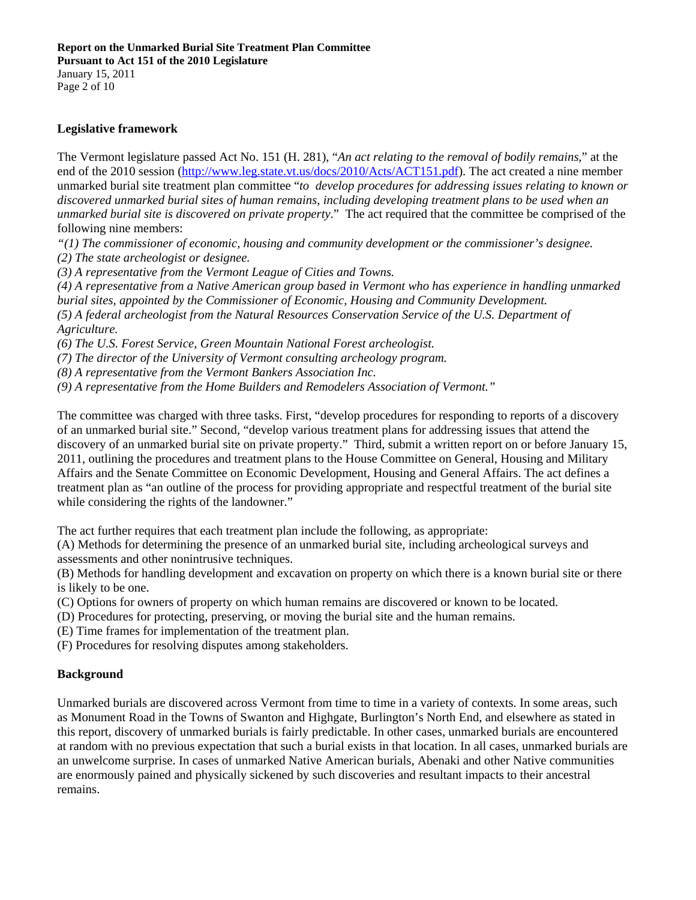## Legislative framework

The Vermont legislature passed Act No. 151 (H. 281), "*An act relating to the removal of bodily remains*," at the end of the 2010 session (http://www.leg.state.vt.us/docs/2010/Acts/ACT151.pdf). The act created a nine member unmarked burial site treatment plan committee "*to develop procedures for addressing issues relating to known or discovered unmarked burial sites of human remains, including developing treatment plans to be used when an unmarked burial site is discovered on private property*." The act required that the committee be comprised of the following nine members:

*"(1) The commissioner of economic, housing and community development or the commissioner's designee.*
*(2) The state archeologist or designee.*
*(3) A representative from the Vermont League of Cities and Towns.*
*(4) A representative from a Native American group based in Vermont who has experience in handling unmarked burial sites, appointed by the Commissioner of Economic, Housing and Community Development.*
*(5) A federal archeologist from the Natural Resources Conservation Service of the U.S. Department of Agriculture.*
*(6) The U.S. Forest Service, Green Mountain National Forest archeologist.*
*(7) The director of the University of Vermont consulting archeology program.*
*(8) A representative from the Vermont Bankers Association Inc.*
*(9) A representative from the Home Builders and Remodelers Association of Vermont."*

The committee was charged with three tasks. First, "develop procedures for responding to reports of a discovery of an unmarked burial site." Second, "develop various treatment plans for addressing issues that attend the discovery of an unmarked burial site on private property." Third, submit a written report on or before January 15, 2011, outlining the procedures and treatment plans to the House Committee on General, Housing and Military Affairs and the Senate Committee on Economic Development, Housing and General Affairs. The act defines a treatment plan as "an outline of the process for providing appropriate and respectful treatment of the burial site while considering the rights of the landowner."

The act further requires that each treatment plan include the following, as appropriate:
(A) Methods for determining the presence of an unmarked burial site, including archeological surveys and assessments and other nonintrusive techniques.
(B) Methods for handling development and excavation on property on which there is a known burial site or there is likely to be one.
(C) Options for owners of property on which human remains are discovered or known to be located.
(D) Procedures for protecting, preserving, or moving the burial site and the human remains.
(E) Time frames for implementation of the treatment plan.
(F) Procedures for resolving disputes among stakeholders.

## Background

Unmarked burials are discovered across Vermont from time to time in a variety of contexts. In some areas, such as Monument Road in the Towns of Swanton and Highgate, Burlington's North End, and elsewhere as stated in this report, discovery of unmarked burials is fairly predictable. In other cases, unmarked burials are encountered at random with no previous expectation that such a burial exists in that location. In all cases, unmarked burials are an unwelcome surprise. In cases of unmarked Native American burials, Abenaki and other Native communities are enormously pained and physically sickened by such discoveries and resultant impacts to their ancestral remains.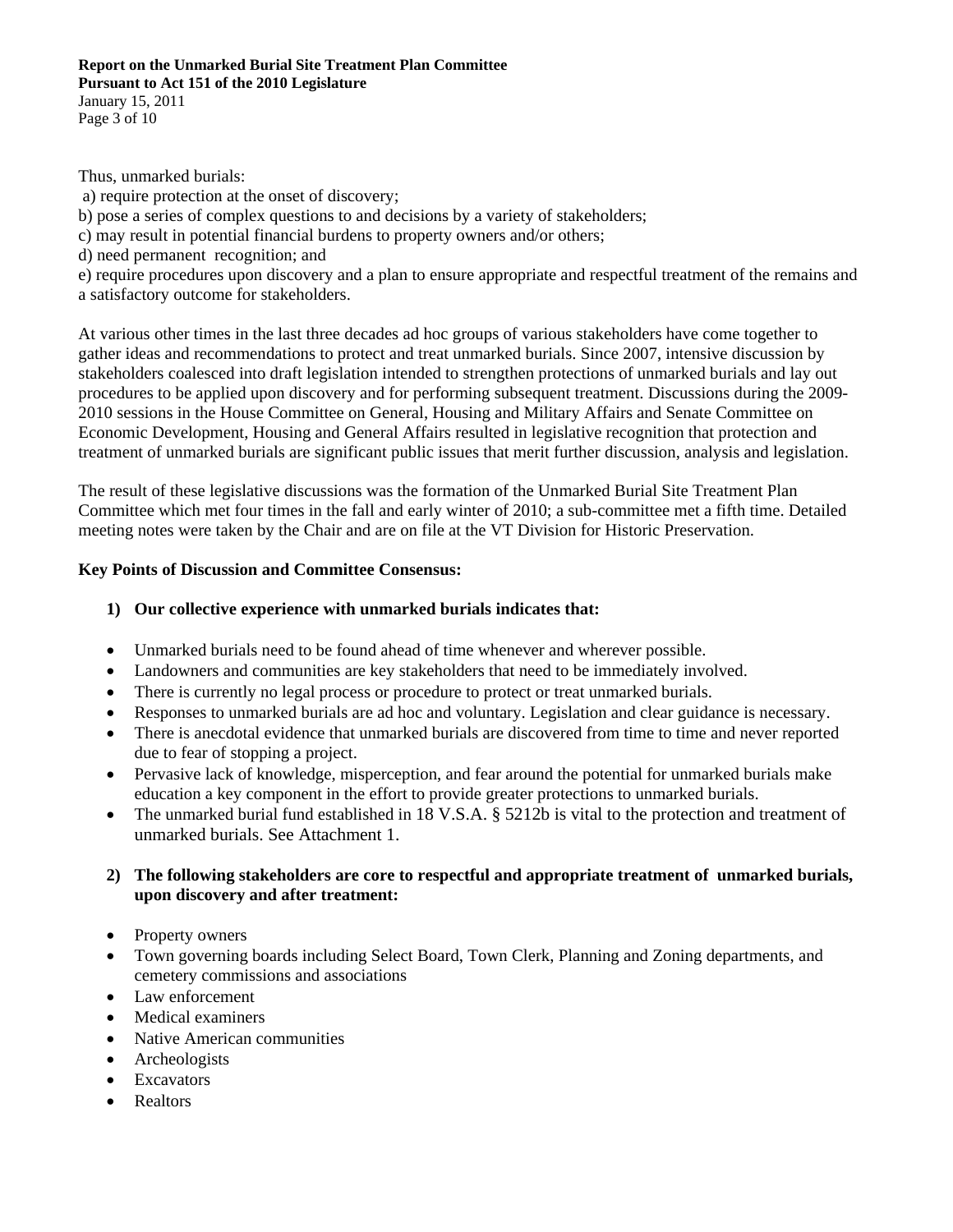Thus, unmarked burials:

a) require protection at the onset of discovery;
b) pose a series of complex questions to and decisions by a variety of stakeholders;
c) may result in potential financial burdens to property owners and/or others;
d) need permanent recognition; and
e) require procedures upon discovery and a plan to ensure appropriate and respectful treatment of the remains and a satisfactory outcome for stakeholders.

At various other times in the last three decades ad hoc groups of various stakeholders have come together to gather ideas and recommendations to protect and treat unmarked burials. Since 2007, intensive discussion by stakeholders coalesced into draft legislation intended to strengthen protections of unmarked burials and lay out procedures to be applied upon discovery and for performing subsequent treatment. Discussions during the 2009-2010 sessions in the House Committee on General, Housing and Military Affairs and Senate Committee on Economic Development, Housing and General Affairs resulted in legislative recognition that protection and treatment of unmarked burials are significant public issues that merit further discussion, analysis and legislation.

The result of these legislative discussions was the formation of the Unmarked Burial Site Treatment Plan Committee which met four times in the fall and early winter of 2010; a sub-committee met a fifth time. Detailed meeting notes were taken by the Chair and are on file at the VT Division for Historic Preservation.

**Key Points of Discussion and Committee Consensus:**

1) **Our collective experience with unmarked burials indicates that:**

- Unmarked burials need to be found ahead of time whenever and wherever possible.
- Landowners and communities are key stakeholders that need to be immediately involved.
- There is currently no legal process or procedure to protect or treat unmarked burials.
- Responses to unmarked burials are ad hoc and voluntary. Legislation and clear guidance is necessary.
- There is anecdotal evidence that unmarked burials are discovered from time to time and never reported due to fear of stopping a project.
- Pervasive lack of knowledge, misperception, and fear around the potential for unmarked burials make education a key component in the effort to provide greater protections to unmarked burials.
- The unmarked burial fund established in 18 V.S.A. § 5212b is vital to the protection and treatment of unmarked burials. See Attachment 1.

2) **The following stakeholders are core to respectful and appropriate treatment of unmarked burials, upon discovery and after treatment:**

- Property owners
- Town governing boards including Select Board, Town Clerk, Planning and Zoning departments, and cemetery commissions and associations
- Law enforcement
- Medical examiners
- Native American communities
- Archeologists
- Excavators
- Realtors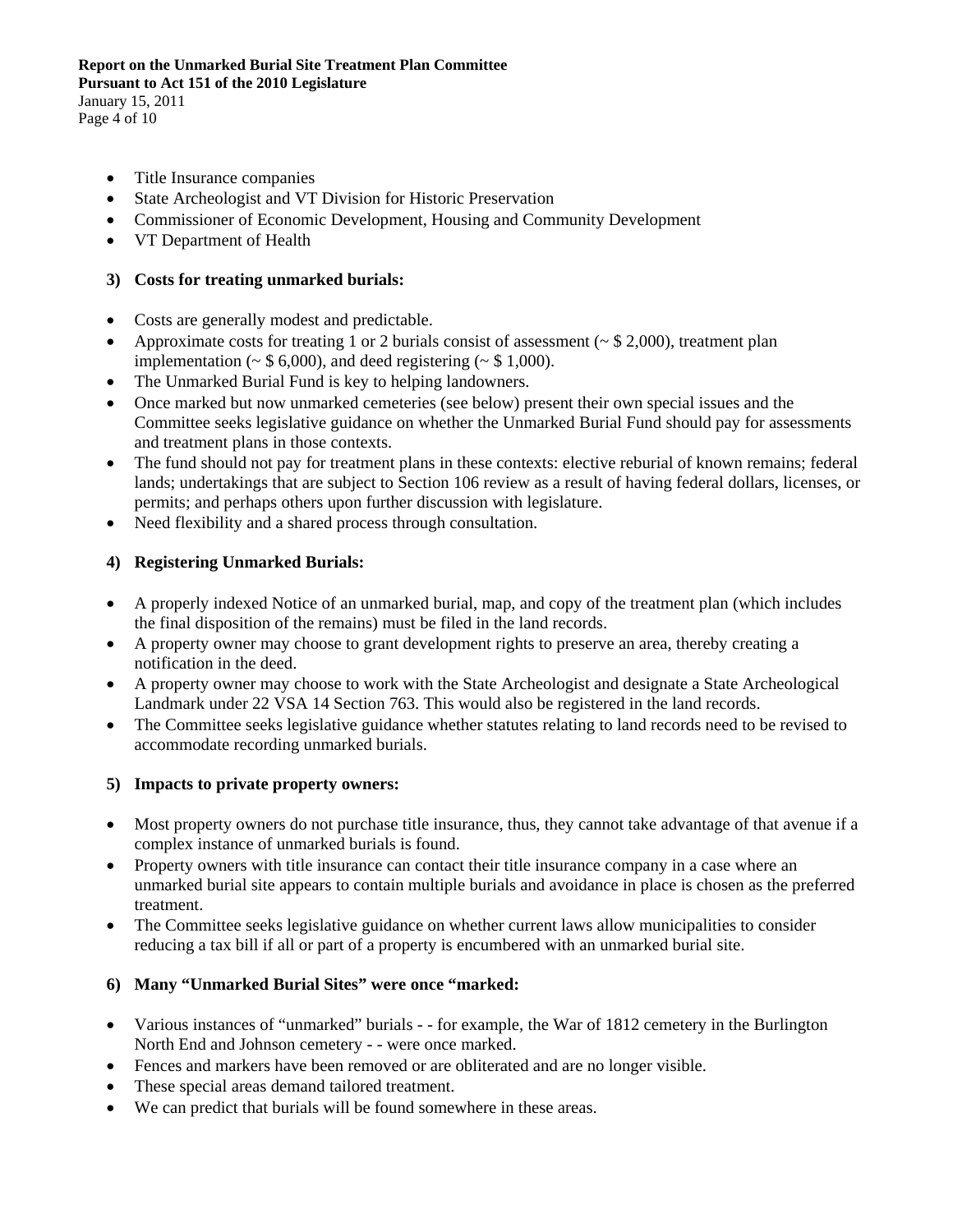- Title Insurance companies
- State Archeologist and VT Division for Historic Preservation
- Commissioner of Economic Development, Housing and Community Development
- VT Department of Health

**3) Costs for treating unmarked burials:**

- Costs are generally modest and predictable.
- Approximate costs for treating 1 or 2 burials consist of assessment (~ $ 2,000), treatment plan implementation (~ $ 6,000), and deed registering (~ $ 1,000).
- The Unmarked Burial Fund is key to helping landowners.
- Once marked but now unmarked cemeteries (see below) present their own special issues and the Committee seeks legislative guidance on whether the Unmarked Burial Fund should pay for assessments and treatment plans in those contexts.
- The fund should not pay for treatment plans in these contexts: elective reburial of known remains; federal lands; undertakings that are subject to Section 106 review as a result of having federal dollars, licenses, or permits; and perhaps others upon further discussion with legislature.
- Need flexibility and a shared process through consultation.

**4) Registering Unmarked Burials:**

- A properly indexed Notice of an unmarked burial, map, and copy of the treatment plan (which includes the final disposition of the remains) must be filed in the land records.
- A property owner may choose to grant development rights to preserve an area, thereby creating a notification in the deed.
- A property owner may choose to work with the State Archeologist and designate a State Archeological Landmark under 22 VSA 14 Section 763. This would also be registered in the land records.
- The Committee seeks legislative guidance whether statutes relating to land records need to be revised to accommodate recording unmarked burials.

**5) Impacts to private property owners:**

- Most property owners do not purchase title insurance, thus, they cannot take advantage of that avenue if a complex instance of unmarked burials is found.
- Property owners with title insurance can contact their title insurance company in a case where an unmarked burial site appears to contain multiple burials and avoidance in place is chosen as the preferred treatment.
- The Committee seeks legislative guidance on whether current laws allow municipalities to consider reducing a tax bill if all or part of a property is encumbered with an unmarked burial site.

**6) Many "Unmarked Burial Sites" were once "marked:**

- Various instances of "unmarked" burials - - for example, the War of 1812 cemetery in the Burlington North End and Johnson cemetery - - were once marked.
- Fences and markers have been removed or are obliterated and are no longer visible.
- These special areas demand tailored treatment.
- We can predict that burials will be found somewhere in these areas.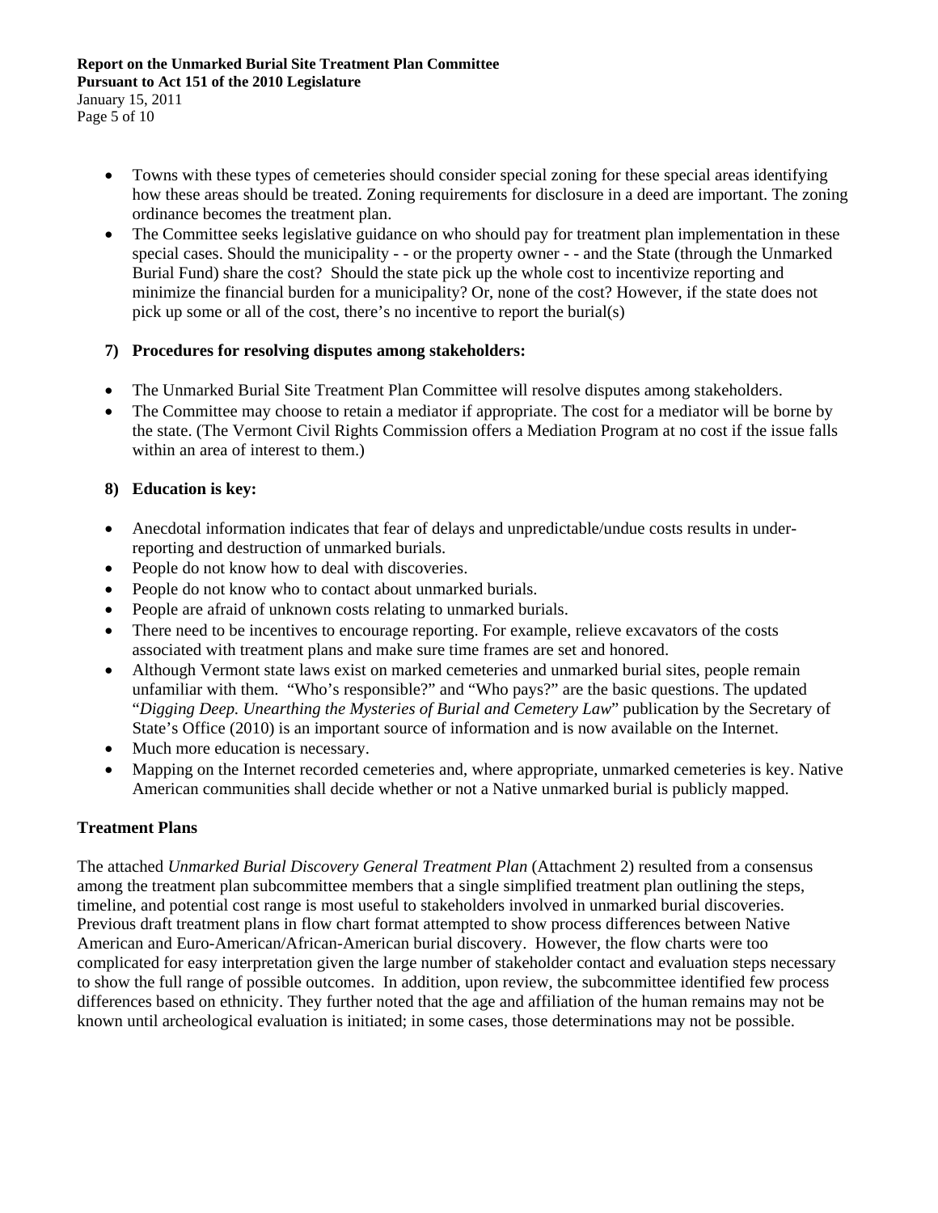- Towns with these types of cemeteries should consider special zoning for these special areas identifying how these areas should be treated. Zoning requirements for disclosure in a deed are important. The zoning ordinance becomes the treatment plan.
- The Committee seeks legislative guidance on who should pay for treatment plan implementation in these special cases. Should the municipality - - or the property owner - - and the State (through the Unmarked Burial Fund) share the cost? Should the state pick up the whole cost to incentivize reporting and minimize the financial burden for a municipality? Or, none of the cost? However, if the state does not pick up some or all of the cost, there's no incentive to report the burial(s)

**7) Procedures for resolving disputes among stakeholders:**

- The Unmarked Burial Site Treatment Plan Committee will resolve disputes among stakeholders.
- The Committee may choose to retain a mediator if appropriate. The cost for a mediator will be borne by the state. (The Vermont Civil Rights Commission offers a Mediation Program at no cost if the issue falls within an area of interest to them.)

**8) Education is key:**

- Anecdotal information indicates that fear of delays and unpredictable/undue costs results in under-reporting and destruction of unmarked burials.
- People do not know how to deal with discoveries.
- People do not know who to contact about unmarked burials.
- People are afraid of unknown costs relating to unmarked burials.
- There need to be incentives to encourage reporting. For example, relieve excavators of the costs associated with treatment plans and make sure time frames are set and honored.
- Although Vermont state laws exist on marked cemeteries and unmarked burial sites, people remain unfamiliar with them. "Who's responsible?" and "Who pays?" are the basic questions. The updated "*Digging Deep. Unearthing the Mysteries of Burial and Cemetery Law*" publication by the Secretary of State's Office (2010) is an important source of information and is now available on the Internet.
- Much more education is necessary.
- Mapping on the Internet recorded cemeteries and, where appropriate, unmarked cemeteries is key. Native American communities shall decide whether or not a Native unmarked burial is publicly mapped.

## Treatment Plans

The attached *Unmarked Burial Discovery General Treatment Plan* (Attachment 2) resulted from a consensus among the treatment plan subcommittee members that a single simplified treatment plan outlining the steps, timeline, and potential cost range is most useful to stakeholders involved in unmarked burial discoveries. Previous draft treatment plans in flow chart format attempted to show process differences between Native American and Euro-American/African-American burial discovery. However, the flow charts were too complicated for easy interpretation given the large number of stakeholder contact and evaluation steps necessary to show the full range of possible outcomes. In addition, upon review, the subcommittee identified few process differences based on ethnicity. They further noted that the age and affiliation of the human remains may not be known until archeological evaluation is initiated; in some cases, those determinations may not be possible.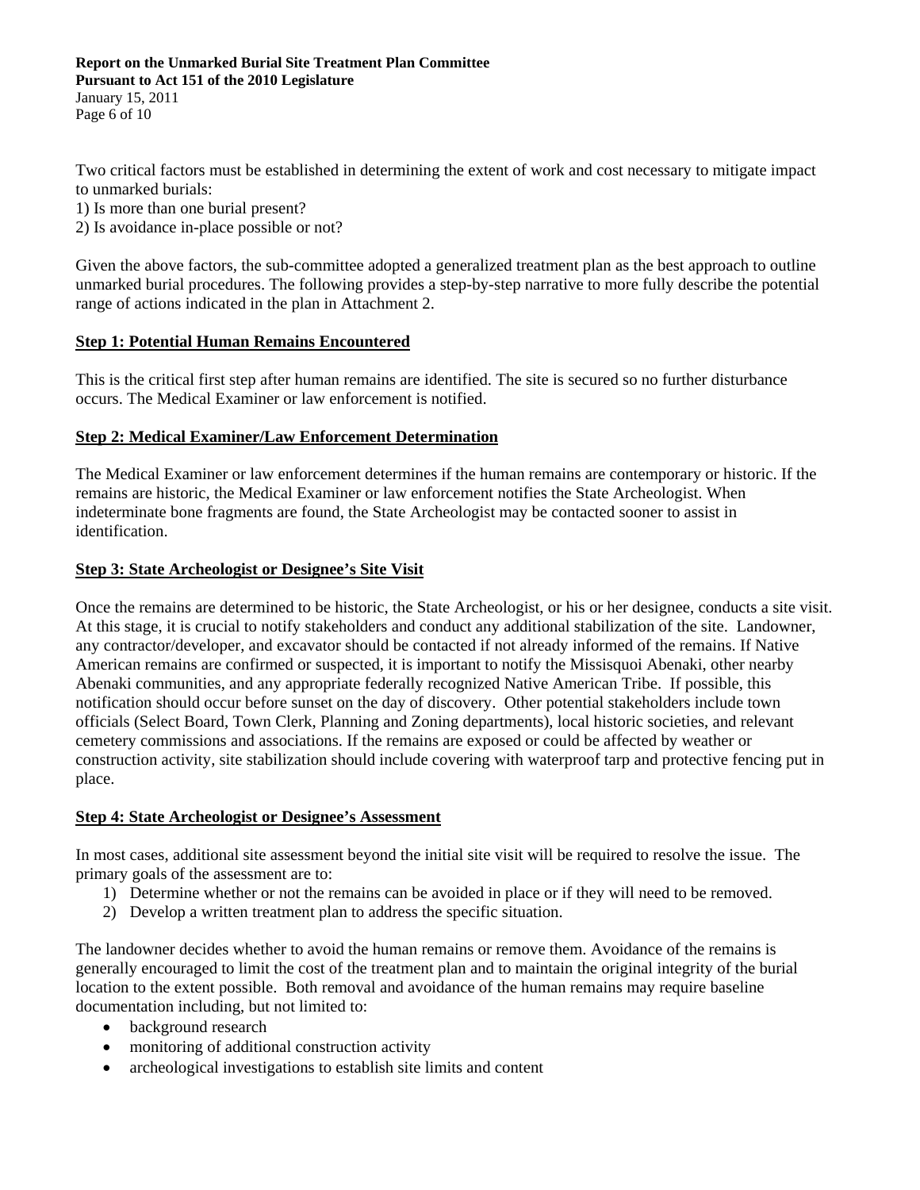Two critical factors must be established in determining the extent of work and cost necessary to mitigate impact to unmarked burials:
1) Is more than one burial present?
2) Is avoidance in-place possible or not?

Given the above factors, the sub-committee adopted a generalized treatment plan as the best approach to outline unmarked burial procedures. The following provides a step-by-step narrative to more fully describe the potential range of actions indicated in the plan in Attachment 2.

## Step 1: Potential Human Remains Encountered

This is the critical first step after human remains are identified. The site is secured so no further disturbance occurs. The Medical Examiner or law enforcement is notified.

## Step 2: Medical Examiner/Law Enforcement Determination

The Medical Examiner or law enforcement determines if the human remains are contemporary or historic. If the remains are historic, the Medical Examiner or law enforcement notifies the State Archeologist. When indeterminate bone fragments are found, the State Archeologist may be contacted sooner to assist in identification.

## Step 3: State Archeologist or Designee's Site Visit

Once the remains are determined to be historic, the State Archeologist, or his or her designee, conducts a site visit. At this stage, it is crucial to notify stakeholders and conduct any additional stabilization of the site. Landowner, any contractor/developer, and excavator should be contacted if not already informed of the remains. If Native American remains are confirmed or suspected, it is important to notify the Missisquoi Abenaki, other nearby Abenaki communities, and any appropriate federally recognized Native American Tribe. If possible, this notification should occur before sunset on the day of discovery. Other potential stakeholders include town officials (Select Board, Town Clerk, Planning and Zoning departments), local historic societies, and relevant cemetery commissions and associations. If the remains are exposed or could be affected by weather or construction activity, site stabilization should include covering with waterproof tarp and protective fencing put in place.

## Step 4: State Archeologist or Designee's Assessment

In most cases, additional site assessment beyond the initial site visit will be required to resolve the issue. The primary goals of the assessment are to:

1) Determine whether or not the remains can be avoided in place or if they will need to be removed.
2) Develop a written treatment plan to address the specific situation.

The landowner decides whether to avoid the human remains or remove them. Avoidance of the remains is generally encouraged to limit the cost of the treatment plan and to maintain the original integrity of the burial location to the extent possible. Both removal and avoidance of the human remains may require baseline documentation including, but not limited to:

- background research
- monitoring of additional construction activity
- archeological investigations to establish site limits and content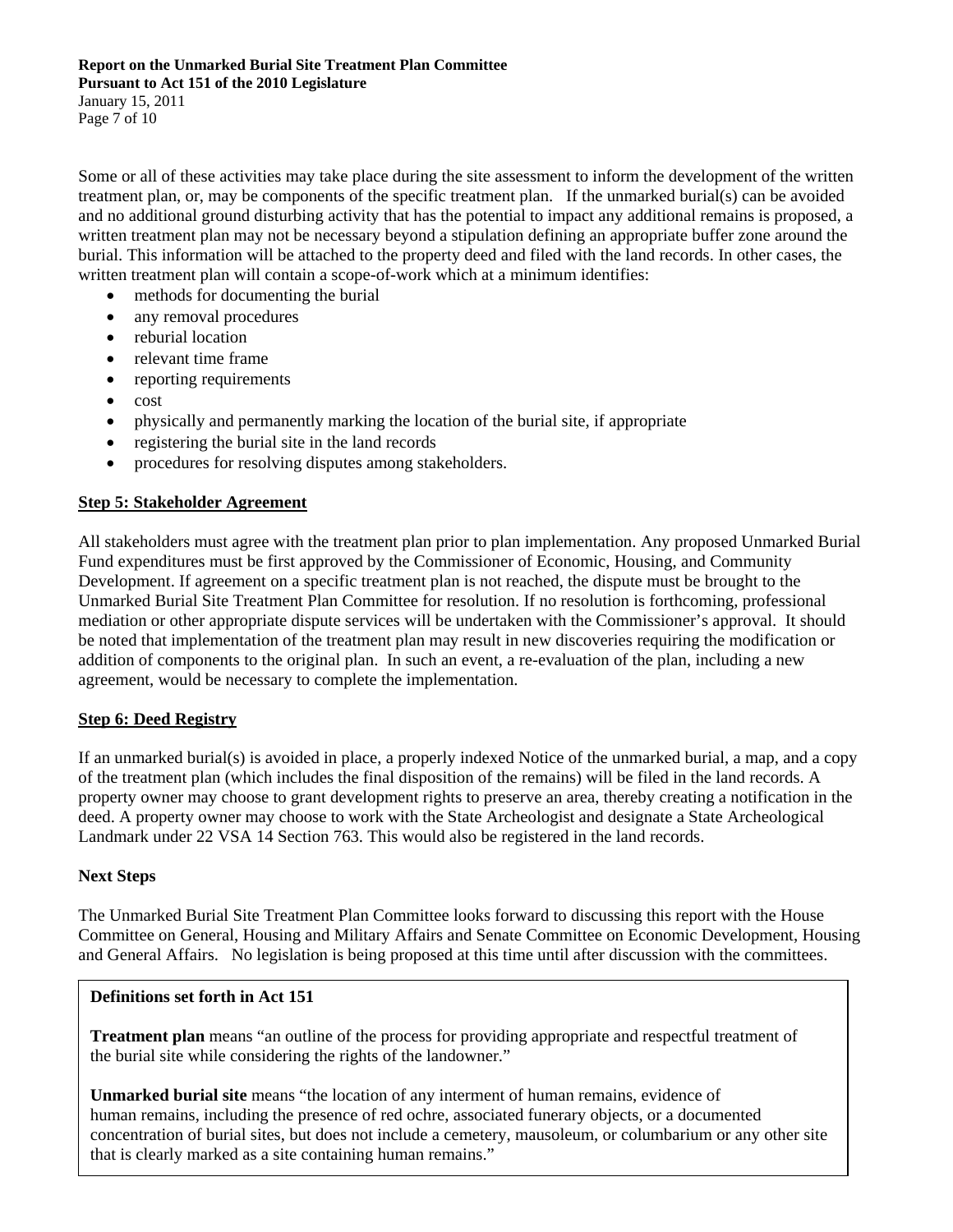Some or all of these activities may take place during the site assessment to inform the development of the written treatment plan, or, may be components of the specific treatment plan. If the unmarked burial(s) can be avoided and no additional ground disturbing activity that has the potential to impact any additional remains is proposed, a written treatment plan may not be necessary beyond a stipulation defining an appropriate buffer zone around the burial. This information will be attached to the property deed and filed with the land records. In other cases, the written treatment plan will contain a scope-of-work which at a minimum identifies:

- methods for documenting the burial
- any removal procedures
- reburial location
- relevant time frame
- reporting requirements
- cost
- physically and permanently marking the location of the burial site, if appropriate
- registering the burial site in the land records
- procedures for resolving disputes among stakeholders.

## Step 5: Stakeholder Agreement

All stakeholders must agree with the treatment plan prior to plan implementation. Any proposed Unmarked Burial Fund expenditures must be first approved by the Commissioner of Economic, Housing, and Community Development. If agreement on a specific treatment plan is not reached, the dispute must be brought to the Unmarked Burial Site Treatment Plan Committee for resolution. If no resolution is forthcoming, professional mediation or other appropriate dispute services will be undertaken with the Commissioner's approval. It should be noted that implementation of the treatment plan may result in new discoveries requiring the modification or addition of components to the original plan. In such an event, a re-evaluation of the plan, including a new agreement, would be necessary to complete the implementation.

## Step 6: Deed Registry

If an unmarked burial(s) is avoided in place, a properly indexed Notice of the unmarked burial, a map, and a copy of the treatment plan (which includes the final disposition of the remains) will be filed in the land records. A property owner may choose to grant development rights to preserve an area, thereby creating a notification in the deed. A property owner may choose to work with the State Archeologist and designate a State Archeological Landmark under 22 VSA 14 Section 763. This would also be registered in the land records.

## Next Steps

The Unmarked Burial Site Treatment Plan Committee looks forward to discussing this report with the House Committee on General, Housing and Military Affairs and Senate Committee on Economic Development, Housing and General Affairs. No legislation is being proposed at this time until after discussion with the committees.

**Definitions set forth in Act 151**

**Treatment plan** means "an outline of the process for providing appropriate and respectful treatment of the burial site while considering the rights of the landowner."

**Unmarked burial site** means "the location of any interment of human remains, evidence of human remains, including the presence of red ochre, associated funerary objects, or a documented concentration of burial sites, but does not include a cemetery, mausoleum, or columbarium or any other site that is clearly marked as a site containing human remains."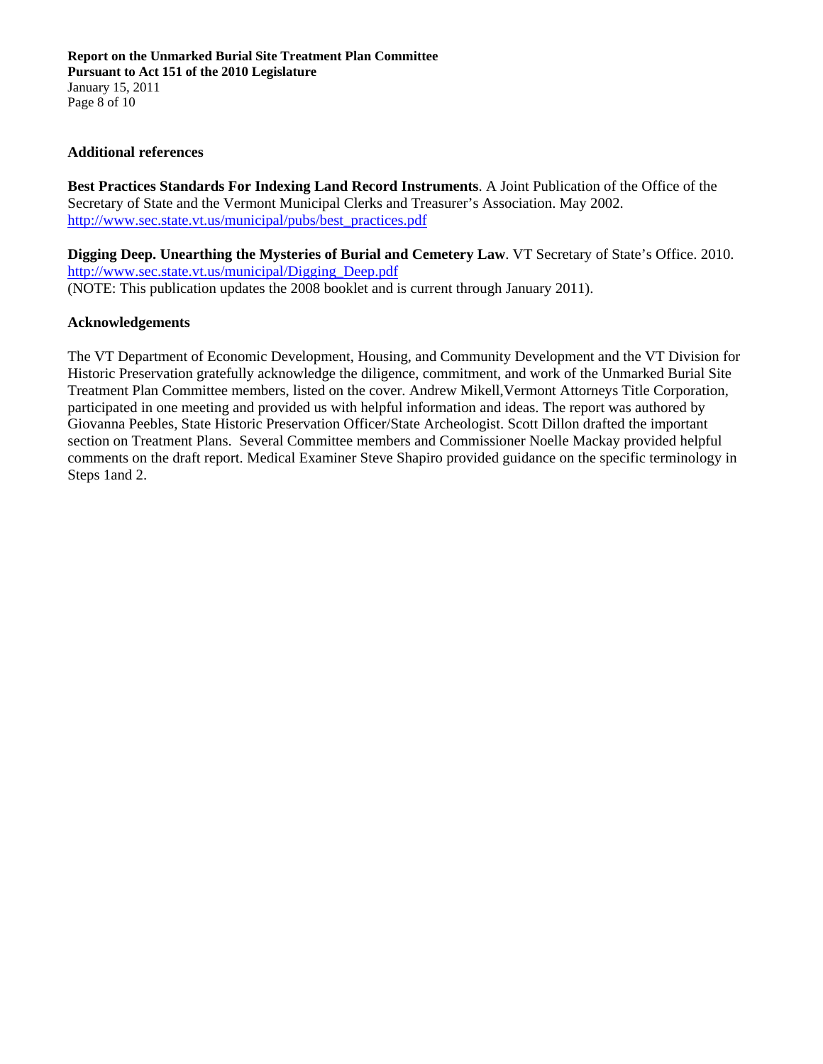## Additional references

**Best Practices Standards For Indexing Land Record Instruments**. A Joint Publication of the Office of the Secretary of State and the Vermont Municipal Clerks and Treasurer's Association. May 2002. http://www.sec.state.vt.us/municipal/pubs/best_practices.pdf

**Digging Deep. Unearthing the Mysteries of Burial and Cemetery Law**. VT Secretary of State's Office. 2010. http://www.sec.state.vt.us/municipal/Digging_Deep.pdf
(NOTE: This publication updates the 2008 booklet and is current through January 2011).

## Acknowledgements

The VT Department of Economic Development, Housing, and Community Development and the VT Division for Historic Preservation gratefully acknowledge the diligence, commitment, and work of the Unmarked Burial Site Treatment Plan Committee members, listed on the cover. Andrew Mikell,Vermont Attorneys Title Corporation, participated in one meeting and provided us with helpful information and ideas. The report was authored by Giovanna Peebles, State Historic Preservation Officer/State Archeologist. Scott Dillon drafted the important section on Treatment Plans. Several Committee members and Commissioner Noelle Mackay provided helpful comments on the draft report. Medical Examiner Steve Shapiro provided guidance on the specific terminology in Steps 1and 2.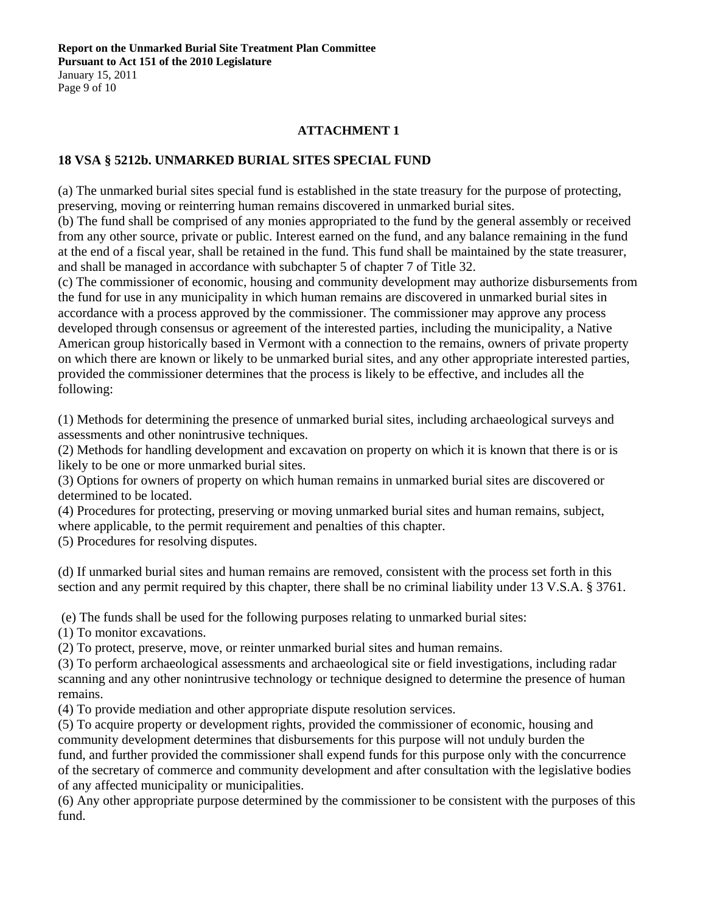## ATTACHMENT 1

### 18 VSA § 5212b. UNMARKED BURIAL SITES SPECIAL FUND

(a) The unmarked burial sites special fund is established in the state treasury for the purpose of protecting, preserving, moving or reinterring human remains discovered in unmarked burial sites.
(b) The fund shall be comprised of any monies appropriated to the fund by the general assembly or received from any other source, private or public. Interest earned on the fund, and any balance remaining in the fund at the end of a fiscal year, shall be retained in the fund. This fund shall be maintained by the state treasurer, and shall be managed in accordance with subchapter 5 of chapter 7 of Title 32.
(c) The commissioner of economic, housing and community development may authorize disbursements from the fund for use in any municipality in which human remains are discovered in unmarked burial sites in accordance with a process approved by the commissioner. The commissioner may approve any process developed through consensus or agreement of the interested parties, including the municipality, a Native American group historically based in Vermont with a connection to the remains, owners of private property on which there are known or likely to be unmarked burial sites, and any other appropriate interested parties, provided the commissioner determines that the process is likely to be effective, and includes all the following:

(1) Methods for determining the presence of unmarked burial sites, including archaeological surveys and assessments and other nonintrusive techniques.
(2) Methods for handling development and excavation on property on which it is known that there is or is likely to be one or more unmarked burial sites.
(3) Options for owners of property on which human remains in unmarked burial sites are discovered or determined to be located.
(4) Procedures for protecting, preserving or moving unmarked burial sites and human remains, subject, where applicable, to the permit requirement and penalties of this chapter.
(5) Procedures for resolving disputes.

(d) If unmarked burial sites and human remains are removed, consistent with the process set forth in this section and any permit required by this chapter, there shall be no criminal liability under 13 V.S.A. § 3761.

(e) The funds shall be used for the following purposes relating to unmarked burial sites:
(1) To monitor excavations.
(2) To protect, preserve, move, or reinter unmarked burial sites and human remains.
(3) To perform archaeological assessments and archaeological site or field investigations, including radar scanning and any other nonintrusive technology or technique designed to determine the presence of human remains.
(4) To provide mediation and other appropriate dispute resolution services.
(5) To acquire property or development rights, provided the commissioner of economic, housing and community development determines that disbursements for this purpose will not unduly burden the fund, and further provided the commissioner shall expend funds for this purpose only with the concurrence of the secretary of commerce and community development and after consultation with the legislative bodies of any affected municipality or municipalities.
(6) Any other appropriate purpose determined by the commissioner to be consistent with the purposes of this fund.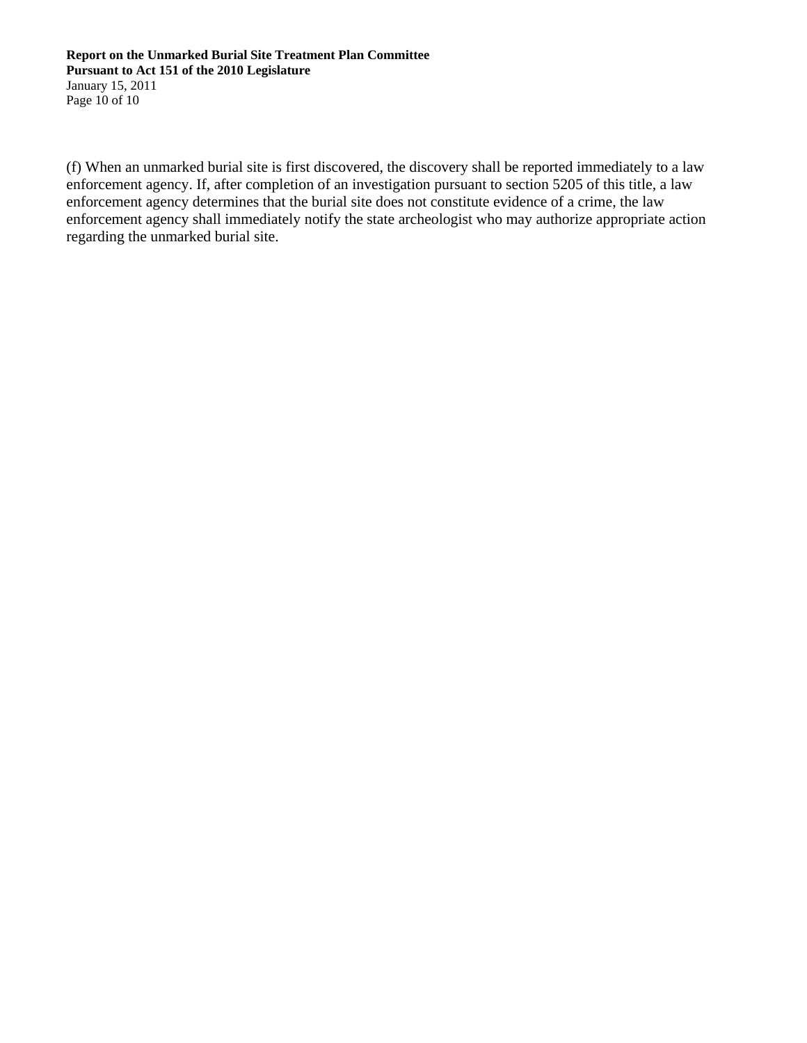(f) When an unmarked burial site is first discovered, the discovery shall be reported immediately to a law enforcement agency. If, after completion of an investigation pursuant to section 5205 of this title, a law enforcement agency determines that the burial site does not constitute evidence of a crime, the law enforcement agency shall immediately notify the state archeologist who may authorize appropriate action regarding the unmarked burial site.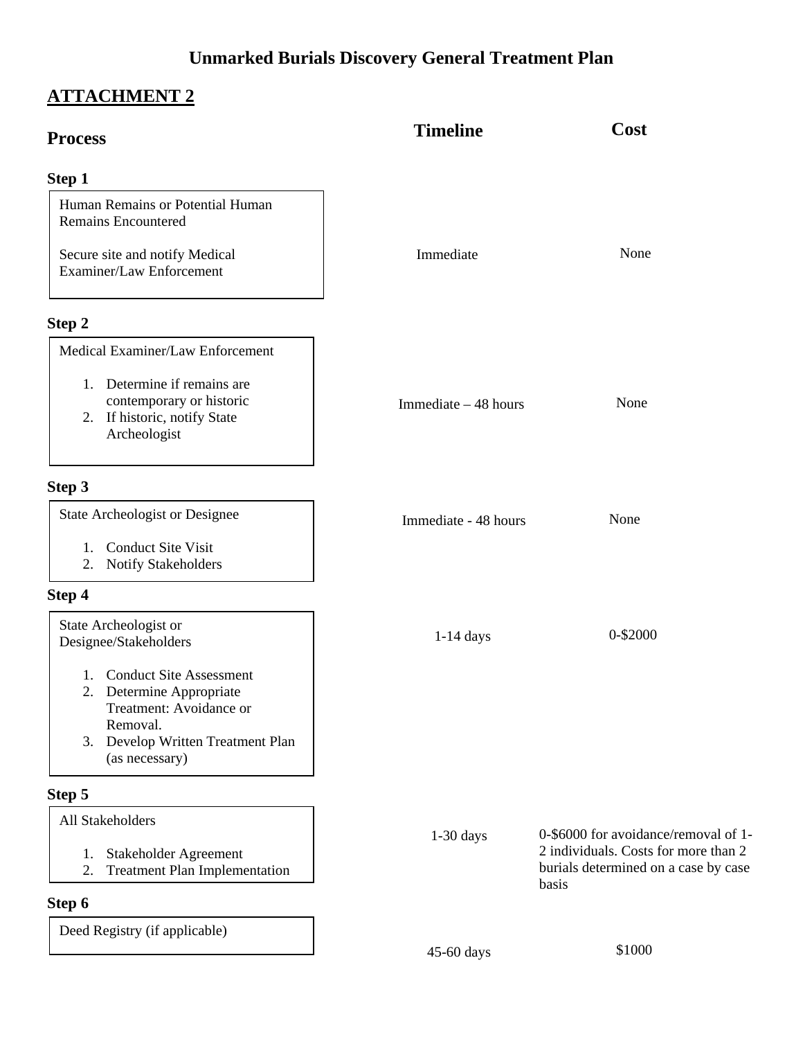# Unmarked Burials Discovery General Treatment Plan

## ATTACHMENT 2

| Process | Timeline | Cost |
|---|---|---|
| **Step 1**<br>Human Remains or Potential Human Remains Encountered<br><br>Secure site and notify Medical Examiner/Law Enforcement | Immediate | None |
| **Step 2**<br>Medical Examiner/Law Enforcement<br>1. Determine if remains are contemporary or historic<br>2. If historic, notify State Archeologist | Immediate – 48 hours | None |
| **Step 3**<br>State Archeologist or Designee<br>1. Conduct Site Visit<br>2. Notify Stakeholders | Immediate - 48 hours | None |
| **Step 4**<br>State Archeologist or Designee/Stakeholders<br>1. Conduct Site Assessment<br>2. Determine Appropriate Treatment: Avoidance or Removal.<br>3. Develop Written Treatment Plan (as necessary) | 1-14 days | 0-$2000 |
| **Step 5**<br>All Stakeholders<br>1. Stakeholder Agreement<br>2. Treatment Plan Implementation | 1-30 days | 0-$6000 for avoidance/removal of 1-2 individuals. Costs for more than 2 burials determined on a case by case basis |
| **Step 6**<br>Deed Registry (if applicable) | 45-60 days | $1000 |